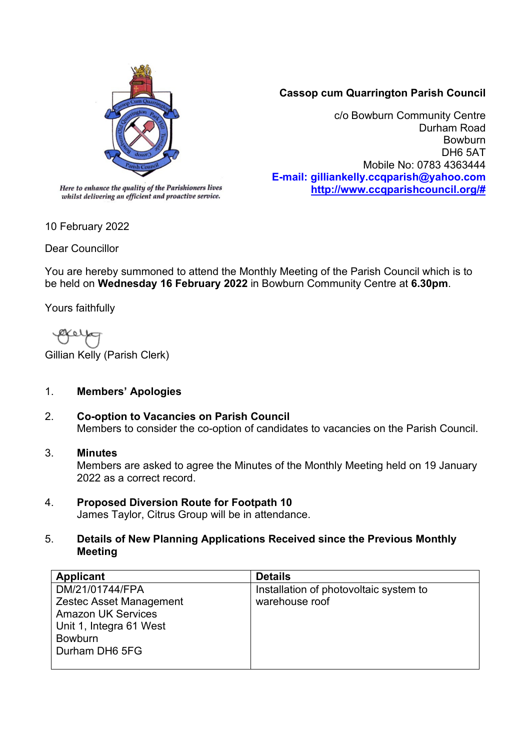*Here to enhance the quality of the Parishioners lives whilst delivering an efficient and proactive service.*

**Cassop cum Quarrington Parish Council**

c/o Bowburn Community Centre
Durham Road
Bowburn
DH6 5AT
Mobile No: 0783 4363444
**E-mail: gilliankelly.ccqparish@yahoo.com**
**http://www.ccqparishcouncil.org/#**

10 February 2022

Dear Councillor

You are hereby summoned to attend the Monthly Meeting of the Parish Council which is to be held on **Wednesday 16 February 2022** in Bowburn Community Centre at **6.30pm**.

Yours faithfully

Gillian Kelly (Parish Clerk)

1. **Members' Apologies**

2. **Co-option to Vacancies on Parish Council**
   Members to consider the co-option of candidates to vacancies on the Parish Council.

3. **Minutes**
   Members are asked to agree the Minutes of the Monthly Meeting held on 19 January 2022 as a correct record.

4. **Proposed Diversion Route for Footpath 10**
   James Taylor, Citrus Group will be in attendance.

5. **Details of New Planning Applications Received since the Previous Monthly Meeting**

| Applicant | Details |
|---|---|
| DM/21/01744/FPA<br>Zestec Asset Management<br>Amazon UK Services<br>Unit 1, Integra 61 West<br>Bowburn<br>Durham DH6 5FG | Installation of photovoltaic system to warehouse roof |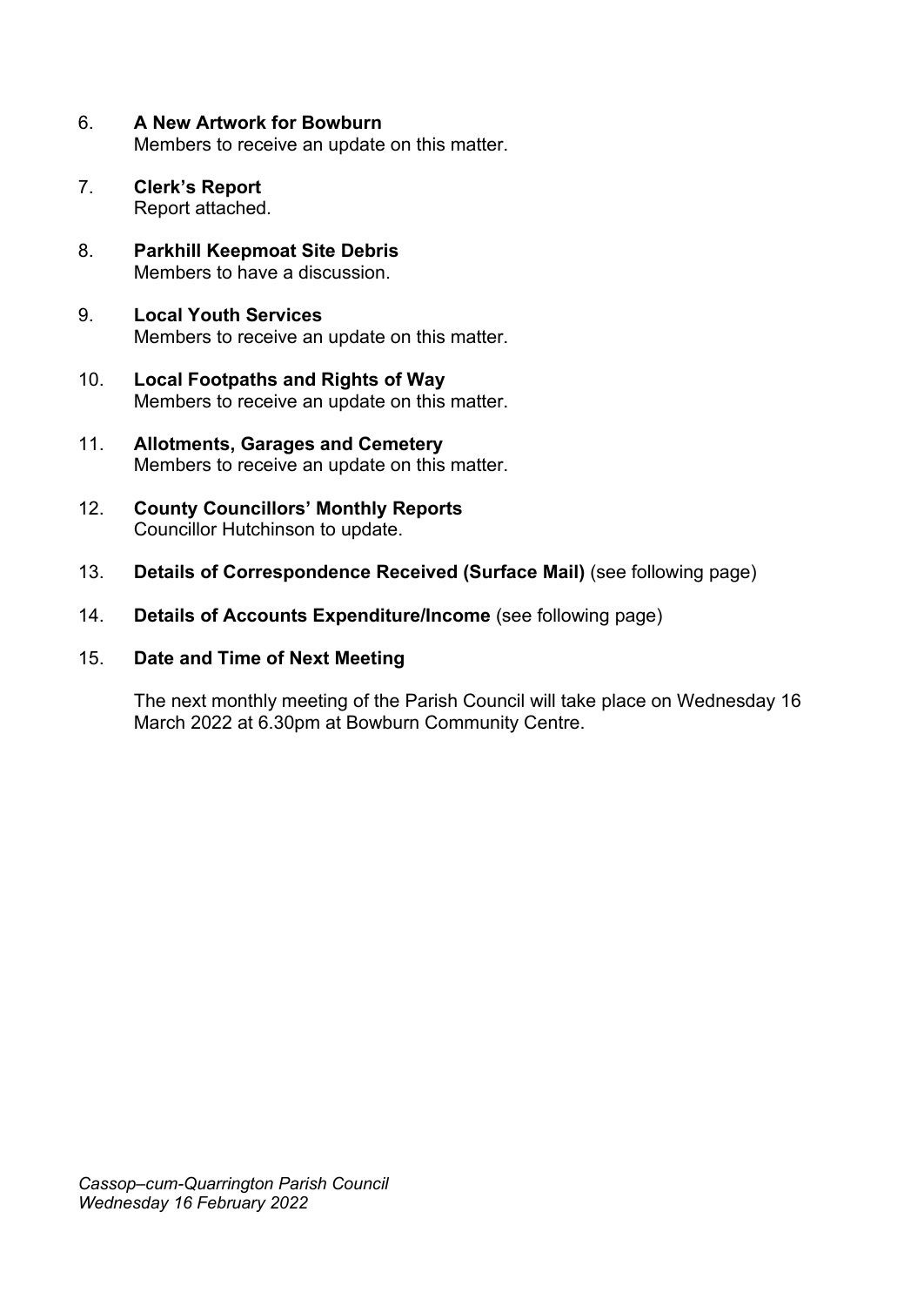6. **A New Artwork for Bowburn**
   Members to receive an update on this matter.

7. **Clerk's Report**
   Report attached.

8. **Parkhill Keepmoat Site Debris**
   Members to have a discussion.

9. **Local Youth Services**
   Members to receive an update on this matter.

10. **Local Footpaths and Rights of Way**
    Members to receive an update on this matter.

11. **Allotments, Garages and Cemetery**
    Members to receive an update on this matter.

12. **County Councillors' Monthly Reports**
    Councillor Hutchinson to update.

13. **Details of Correspondence Received (Surface Mail)** (see following page)

14. **Details of Accounts Expenditure/Income** (see following page)

15. **Date and Time of Next Meeting**

    The next monthly meeting of the Parish Council will take place on Wednesday 16 March 2022 at 6.30pm at Bowburn Community Centre.